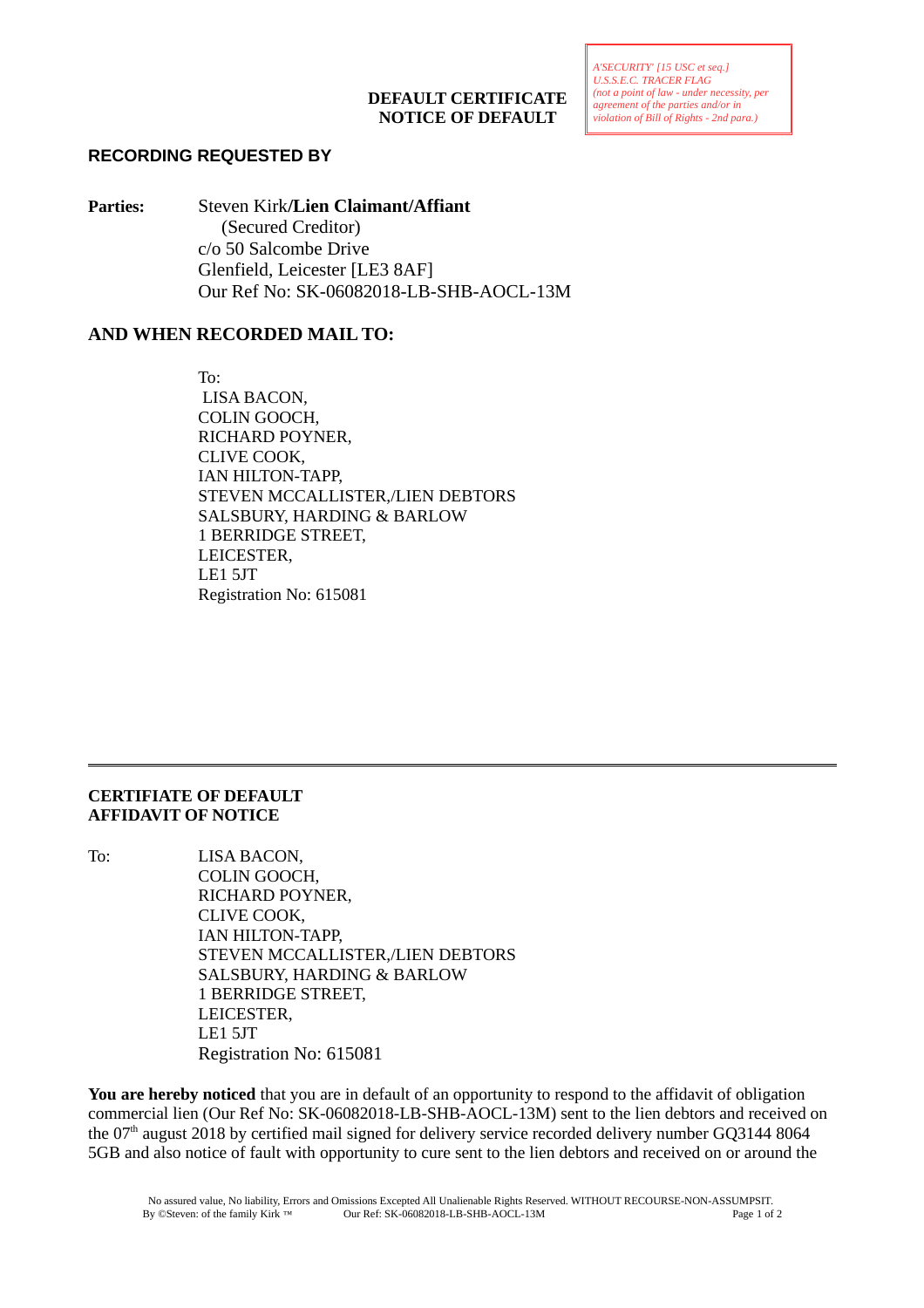# DEFAULT CERTIFICATE
# NOTICE OF DEFAULT

*A'SECURITY' [15 USC et seq.]*
*U.S.S.E.C. TRACER FLAG*
*(not a point of law - under necessity, per agreement of the parties and/or in violation of Bill of Rights - 2nd para.)*

## RECORDING REQUESTED BY

**Parties:** Steven Kirk**/Lien Claimant/Affiant**
(Secured Creditor)
c/o 50 Salcombe Drive
Glenfield, Leicester [LE3 8AF]
Our Ref No: SK-06082018-LB-SHB-AOCL-13M

## AND WHEN RECORDED MAIL TO:

To:
LISA BACON,
COLIN GOOCH,
RICHARD POYNER,
CLIVE COOK,
IAN HILTON-TAPP,
STEVEN MCCALLISTER,/LIEN DEBTORS
SALSBURY, HARDING & BARLOW
1 BERRIDGE STREET,
LEICESTER,
LE1 5JT
Registration No: 615081

---

## CERTIFIATE OF DEFAULT
## AFFIDAVIT OF NOTICE

To: LISA BACON,
COLIN GOOCH,
RICHARD POYNER,
CLIVE COOK,
IAN HILTON-TAPP,
STEVEN MCCALLISTER,/LIEN DEBTORS
SALSBURY, HARDING & BARLOW
1 BERRIDGE STREET,
LEICESTER,
LE1 5JT
Registration No: 615081

**You are hereby noticed** that you are in default of an opportunity to respond to the affidavit of obligation commercial lien (Our Ref No: SK-06082018-LB-SHB-AOCL-13M) sent to the lien debtors and received on the 07th august 2018 by certified mail signed for delivery service recorded delivery number GQ3144 8064 5GB and also notice of fault with opportunity to cure sent to the lien debtors and received on or around the

No assured value, No liability, Errors and Omissions Excepted All Unalienable Rights Reserved. WITHOUT RECOURSE-NON-ASSUMPSIT.
By ©Steven: of the family Kirk ™ Our Ref: SK-06082018-LB-SHB-AOCL-13M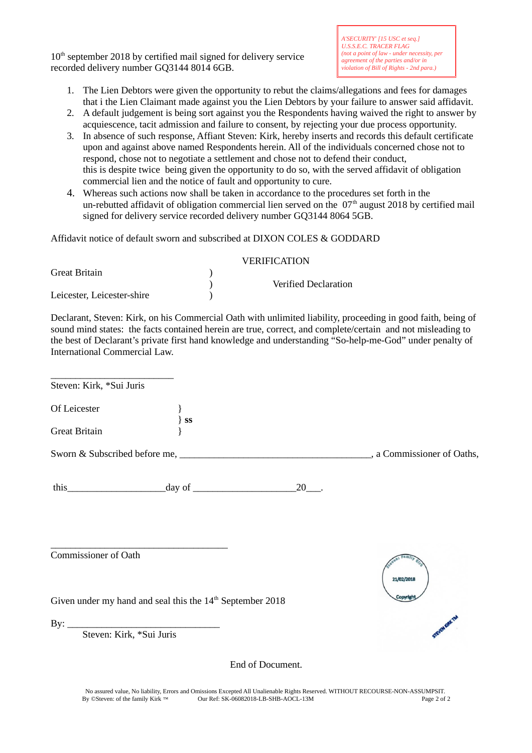A'SECURITY' [15 USC et seq.]
U.S.S.E.C. TRACER FLAG
(not a point of law - under necessity, per agreement of the parties and/or in violation of Bill of Rights - 2nd para.)

10th september 2018 by certified mail signed for delivery service recorded delivery number GQ3144 8014 6GB.

1. The Lien Debtors were given the opportunity to rebut the claims/allegations and fees for damages that i the Lien Claimant made against you the Lien Debtors by your failure to answer said affidavit.
2. A default judgement is being sort against you the Respondents having waived the right to answer by acquiescence, tacit admission and failure to consent, by rejecting your due process opportunity.
3. In absence of such response, Affiant Steven: Kirk, hereby inserts and records this default certificate upon and against above named Respondents herein. All of the individuals concerned chose not to respond, chose not to negotiate a settlement and chose not to defend their conduct, this is despite twice being given the opportunity to do so, with the served affidavit of obligation commercial lien and the notice of fault and opportunity to cure.
4. Whereas such actions now shall be taken in accordance to the procedures set forth in the un-rebutted affidavit of obligation commercial lien served on the 07th august 2018 by certified mail signed for delivery service recorded delivery number GQ3144 8064 5GB.

Affidavit notice of default sworn and subscribed at DIXON COLES & GODDARD

VERIFICATION

Great Britain )
) Verified Declaration
Leicester, Leicester-shire )

Declarant, Steven: Kirk, on his Commercial Oath with unlimited liability, proceeding in good faith, being of sound mind states: the facts contained herein are true, correct, and complete/certain and not misleading to the best of Declarant's private first hand knowledge and understanding "So-help-me-God" under penalty of International Commercial Law.

_________________________
Steven: Kirk, *Sui Juris

Of Leicester }
} ss
Great Britain }

Sworn & Subscribed before me, ________________________________________, a Commissioner of Oaths,

this____________________day of _____________________20___.

______________________________________
Commissioner of Oath

Steven: Family Kirk
21/02/2018
Copyright

Given under my hand and seal this the 14th September 2018

By: _______________________________
Steven: Kirk, *Sui Juris

STEVEN KIRK TM

End of Document.

No assured value, No liability, Errors and Omissions Excepted All Unalienable Rights Reserved. WITHOUT RECOURSE-NON-ASSUMPSIT.
By ©Steven: of the family Kirk ™ Our Ref: SK-06082018-LB-SHB-AOCL-13M